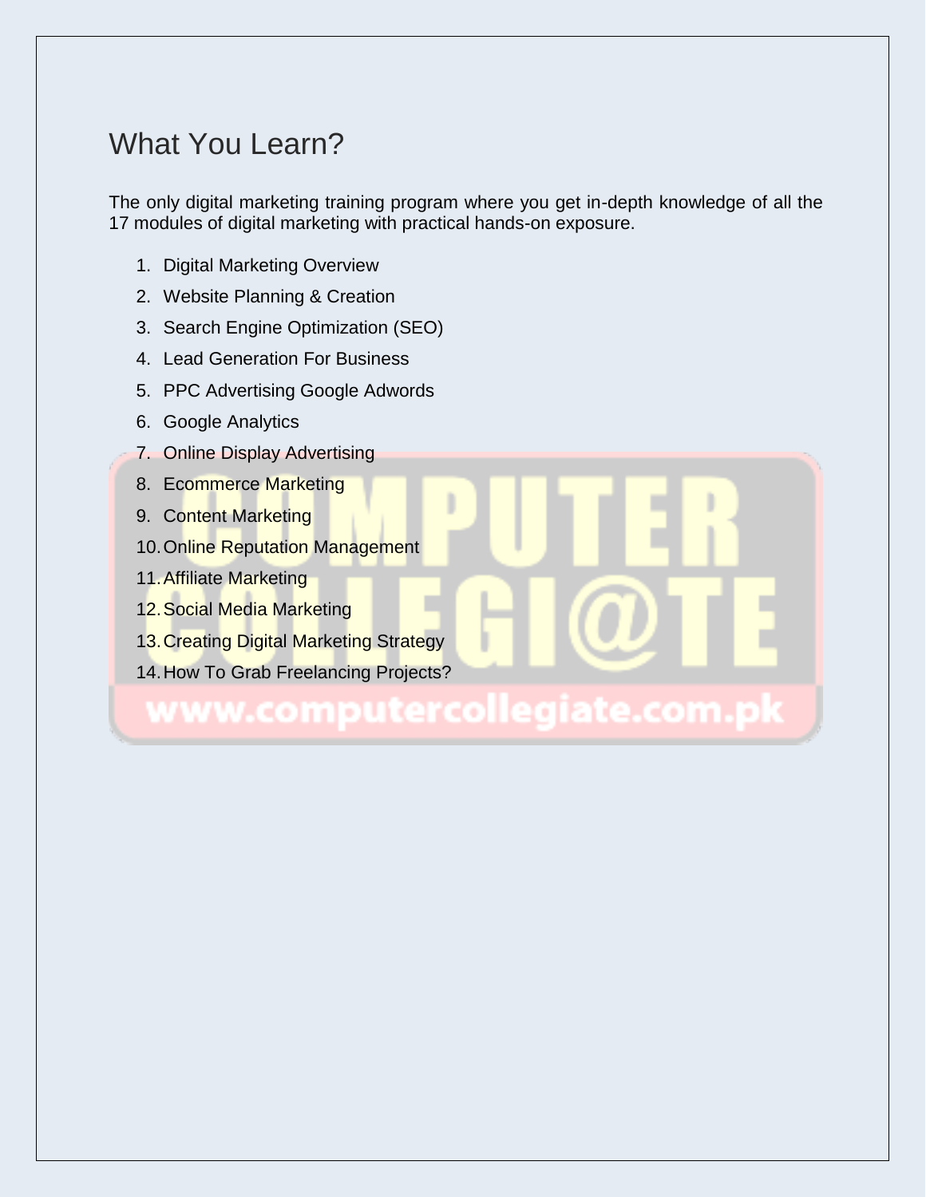## What You Learn?

The only digital marketing training program where you get in-depth knowledge of all the 17 modules of digital marketing with practical hands-on exposure.

1. Digital Marketing Overview
2. Website Planning & Creation
3. Search Engine Optimization (SEO)
4. Lead Generation For Business
5. PPC Advertising Google Adwords
6. Google Analytics
7. Online Display Advertising
8. Ecommerce Marketing
9. Content Marketing
10. Online Reputation Management
11. Affiliate Marketing
12. Social Media Marketing
13. Creating Digital Marketing Strategy
14. How To Grab Freelancing Projects?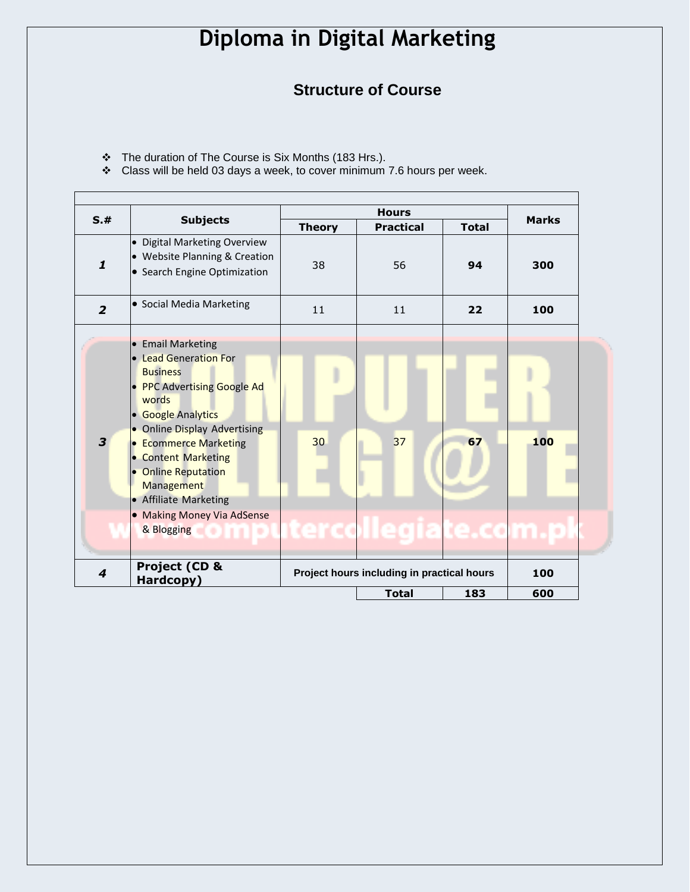# Diploma in Digital Marketing

## Structure of Course

- The duration of The Course is Six Months (183 Hrs.).
- Class will be held 03 days a week, to cover minimum 7.6 hours per week.

| S.# | Subjects | Hours | | | Marks |
|---|---|---|---|---|---|
| | | Theory | Practical | Total | |
| ***1*** | • Digital Marketing Overview<br>• Website Planning & Creation<br>• Search Engine Optimization | 38 | 56 | **94** | **300** |
| ***2*** | • Social Media Marketing | 11 | 11 | **22** | **100** |
| ***3*** | • Email Marketing<br>• Lead Generation For Business<br>• PPC Advertising Google Ad words<br>• Google Analytics<br>• Online Display Advertising<br>• Ecommerce Marketing<br>• Content Marketing<br>• Online Reputation Management<br>• Affiliate Marketing<br>• Making Money Via AdSense & Blogging | 30 | 37 | **67** | **100** |
| ***4*** | **Project (CD & Hardcopy)** | **Project hours including in practical hours** | | | **100** |
| | | | **Total** | **183** | **600** |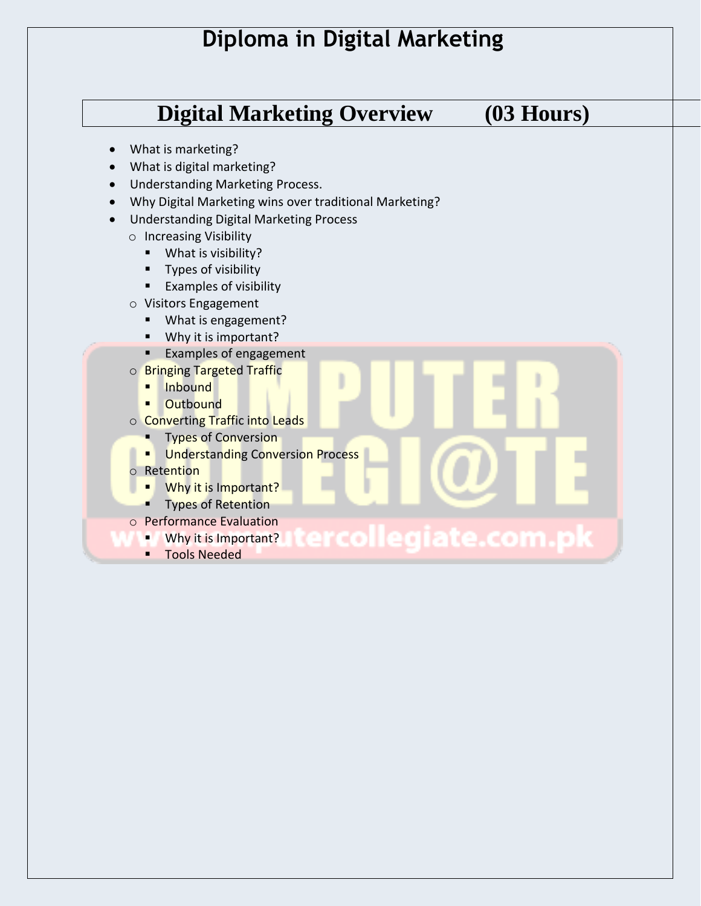# Diploma in Digital Marketing

## Digital Marketing Overview (03 Hours)

- What is marketing?
- What is digital marketing?
- Understanding Marketing Process.
- Why Digital Marketing wins over traditional Marketing?
- Understanding Digital Marketing Process
  - Increasing Visibility
    - What is visibility?
    - Types of visibility
    - Examples of visibility
  - Visitors Engagement
    - What is engagement?
    - Why it is important?
    - Examples of engagement
  - Bringing Targeted Traffic
    - Inbound
    - Outbound
  - Converting Traffic into Leads
    - Types of Conversion
    - Understanding Conversion Process
  - Retention
    - Why it is Important?
    - Types of Retention
  - Performance Evaluation
    - Why it is Important?
    - Tools Needed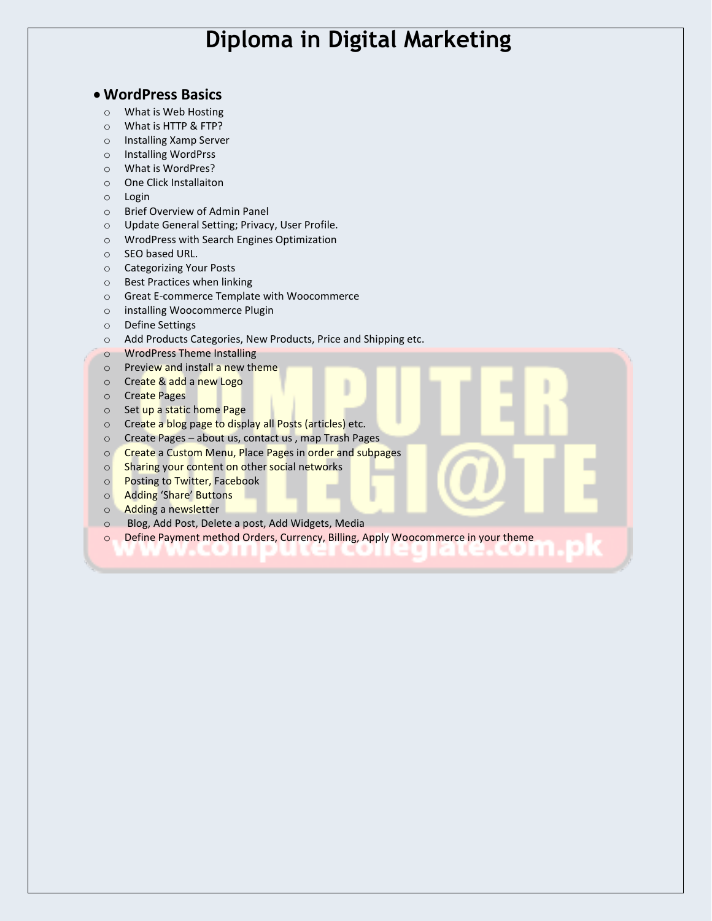# Diploma in Digital Marketing

- **WordPress Basics**
  - What is Web Hosting
  - What is HTTP & FTP?
  - Installing Xamp Server
  - Installing WordPrss
  - What is WordPres?
  - One Click Installaiton
  - Login
  - Brief Overview of Admin Panel
  - Update General Setting; Privacy, User Profile.
  - WrodPress with Search Engines Optimization
  - SEO based URL.
  - Categorizing Your Posts
  - Best Practices when linking
  - Great E-commerce Template with Woocommerce
  - installing Woocommerce Plugin
  - Define Settings
  - Add Products Categories, New Products, Price and Shipping etc.
  - WrodPress Theme Installing
  - Preview and install a new theme
  - Create & add a new Logo
  - Create Pages
  - Set up a static home Page
  - Create a blog page to display all Posts (articles) etc.
  - Create Pages – about us, contact us , map Trash Pages
  - Create a Custom Menu, Place Pages in order and subpages
  - Sharing your content on other social networks
  - Posting to Twitter, Facebook
  - Adding 'Share' Buttons
  - Adding a newsletter
  - Blog, Add Post, Delete a post, Add Widgets, Media
  - Define Payment method Orders, Currency, Billing, Apply Woocommerce in your theme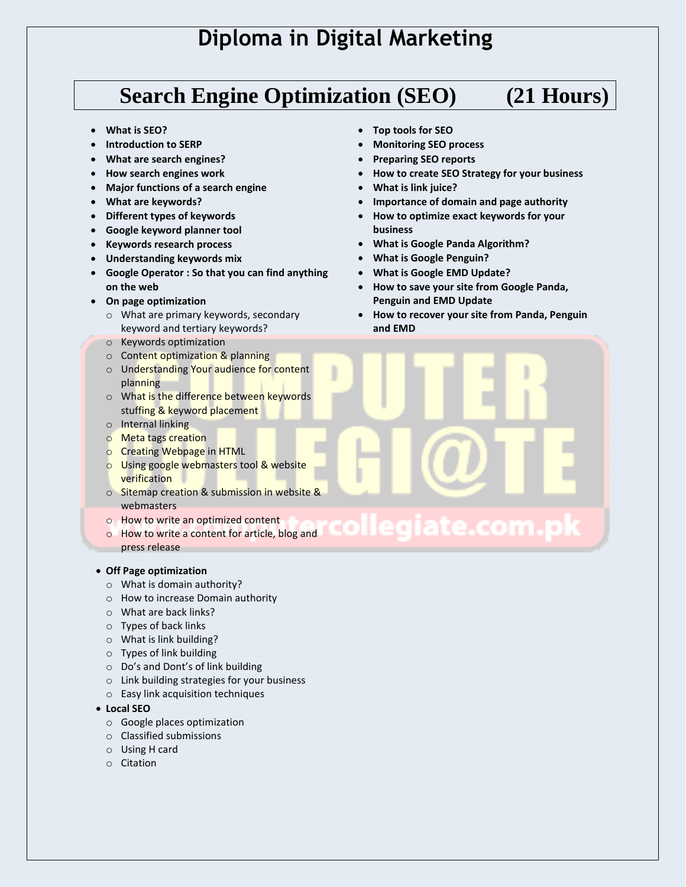# Diploma in Digital Marketing

## Search Engine Optimization (SEO) (21 Hours)

- **What is SEO?**
- **Introduction to SERP**
- **What are search engines?**
- **How search engines work**
- **Major functions of a search engine**
- **What are keywords?**
- **Different types of keywords**
- **Google keyword planner tool**
- **Keywords research process**
- **Understanding keywords mix**
- **Google Operator : So that you can find anything on the web**
- **On page optimization**
  - What are primary keywords, secondary keyword and tertiary keywords?
  - Keywords optimization
  - Content optimization & planning
  - Understanding Your audience for content planning
  - What is the difference between keywords stuffing & keyword placement
  - Internal linking
  - Meta tags creation
  - Creating Webpage in HTML
  - Using google webmasters tool & website verification
  - Sitemap creation & submission in website & webmasters
  - How to write an optimized content
  - How to write a content for article, blog and press release
- **Off Page optimization**
  - What is domain authority?
  - How to increase Domain authority
  - What are back links?
  - Types of back links
  - What is link building?
  - Types of link building
  - Do's and Dont's of link building
  - Link building strategies for your business
  - Easy link acquisition techniques
- **Local SEO**
  - Google places optimization
  - Classified submissions
  - Using H card
  - Citation
- **Top tools for SEO**
- **Monitoring SEO process**
- **Preparing SEO reports**
- **How to create SEO Strategy for your business**
- **What is link juice?**
- **Importance of domain and page authority**
- **How to optimize exact keywords for your business**
- **What is Google Panda Algorithm?**
- **What is Google Penguin?**
- **What is Google EMD Update?**
- **How to save your site from Google Panda, Penguin and EMD Update**
- **How to recover your site from Panda, Penguin and EMD**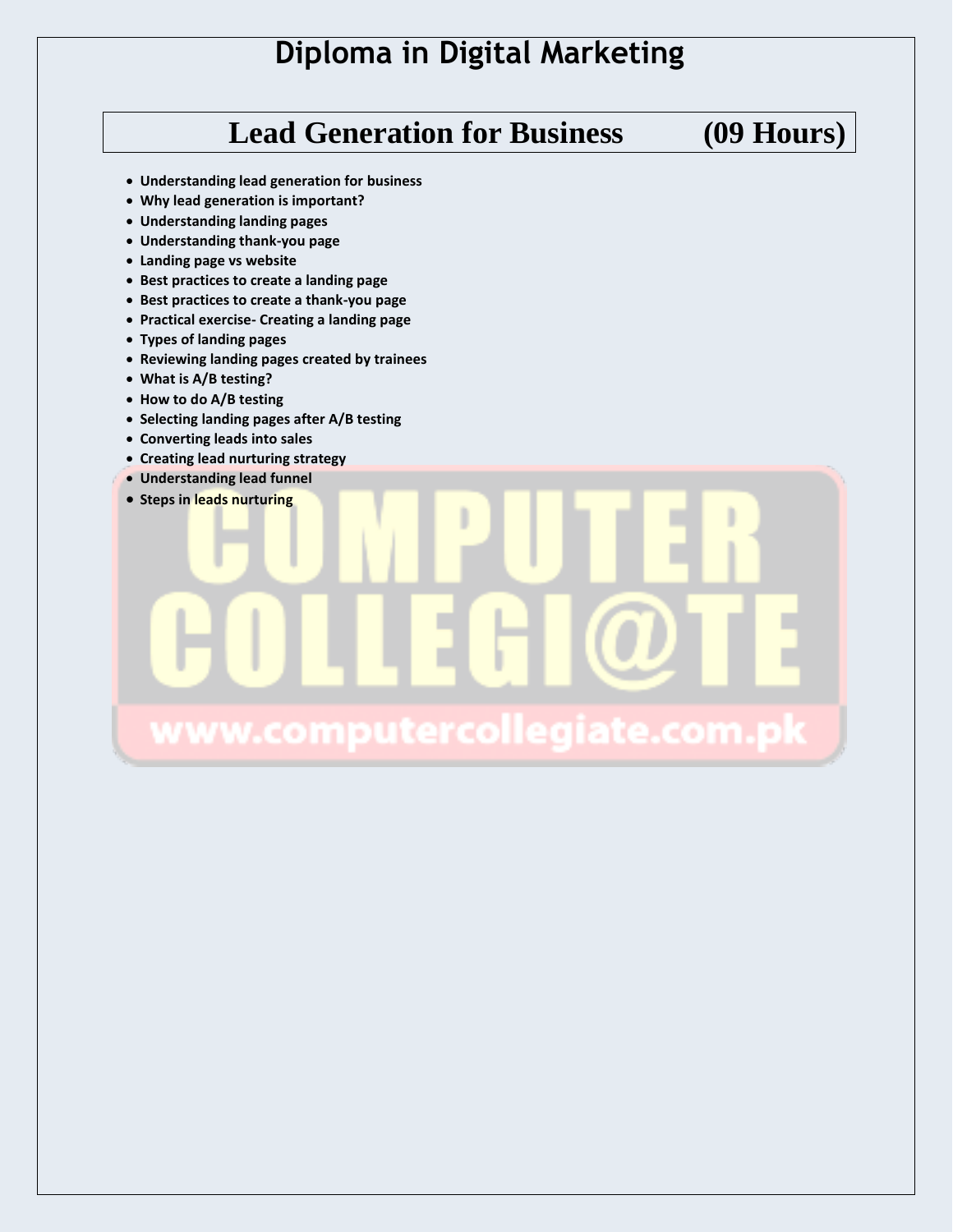# Diploma in Digital Marketing

## Lead Generation for Business (09 Hours)

- **Understanding lead generation for business**
- **Why lead generation is important?**
- **Understanding landing pages**
- **Understanding thank-you page**
- **Landing page vs website**
- **Best practices to create a landing page**
- **Best practices to create a thank-you page**
- **Practical exercise- Creating a landing page**
- **Types of landing pages**
- **Reviewing landing pages created by trainees**
- **What is A/B testing?**
- **How to do A/B testing**
- **Selecting landing pages after A/B testing**
- **Converting leads into sales**
- **Creating lead nurturing strategy**
- **Understanding lead funnel**
- **Steps in leads nurturing**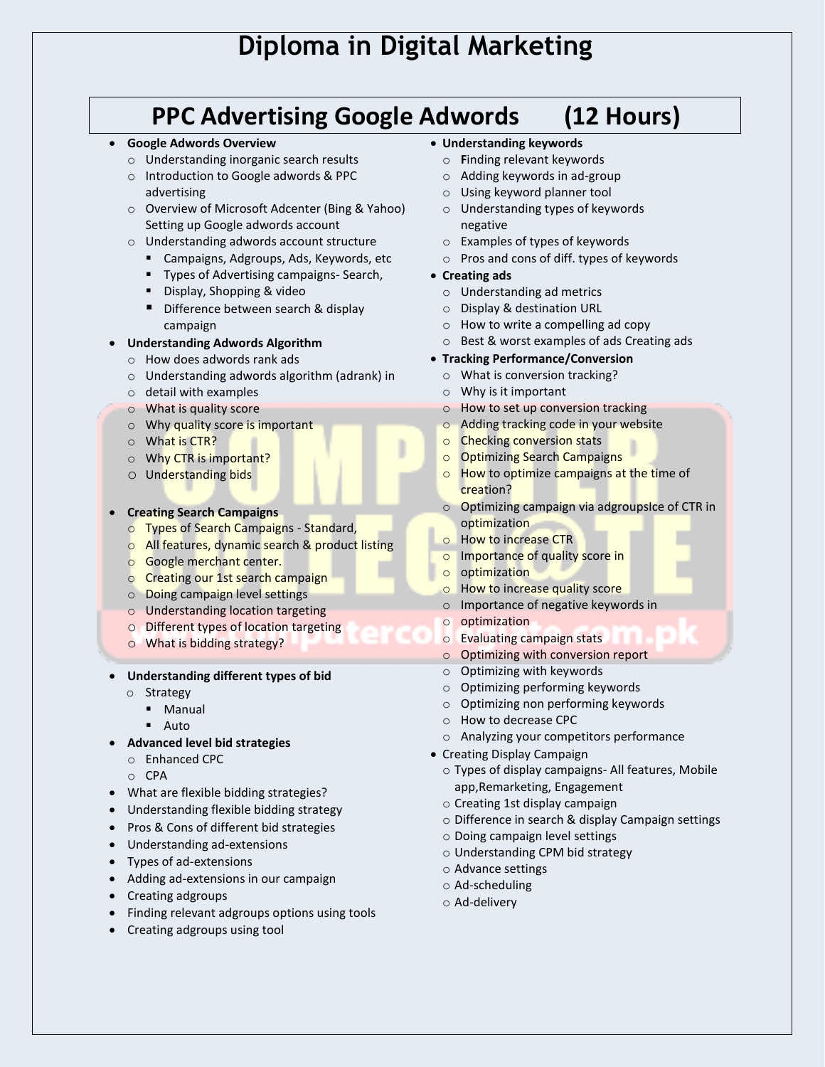# Diploma in Digital Marketing

## PPC Advertising Google Adwords (12 Hours)

- **Google Adwords Overview**
  - Understanding inorganic search results
  - Introduction to Google adwords & PPC advertising
  - Overview of Microsoft Adcenter (Bing & Yahoo) Setting up Google adwords account
  - Understanding adwords account structure
    - Campaigns, Adgroups, Ads, Keywords, etc
    - Types of Advertising campaigns- Search,
    - Display, Shopping & video
    - Difference between search & display campaign
- **Understanding Adwords Algorithm**
  - How does adwords rank ads
  - Understanding adwords algorithm (adrank) in
  - detail with examples
  - What is quality score
  - Why quality score is important
  - What is CTR?
  - Why CTR is important?
  - Understanding bids
- **Creating Search Campaigns**
  - Types of Search Campaigns - Standard,
  - All features, dynamic search & product listing
  - Google merchant center.
  - Creating our 1st search campaign
  - Doing campaign level settings
  - Understanding location targeting
  - Different types of location targeting
  - What is bidding strategy?
- **Understanding different types of bid**
  - Strategy
    - Manual
    - Auto
- **Advanced level bid strategies**
  - Enhanced CPC
  - CPA
- What are flexible bidding strategies?
- Understanding flexible bidding strategy
- Pros & Cons of different bid strategies
- Understanding ad-extensions
- Types of ad-extensions
- Adding ad-extensions in our campaign
- Creating adgroups
- Finding relevant adgroups options using tools
- Creating adgroups using tool
- **Understanding keywords**
  - Finding relevant keywords
  - Adding keywords in ad-group
  - Using keyword planner tool
  - Understanding types of keywords negative
  - Examples of types of keywords
  - Pros and cons of diff. types of keywords
- **Creating ads**
  - Understanding ad metrics
  - Display & destination URL
  - How to write a compelling ad copy
  - Best & worst examples of ads Creating ads
- **Tracking Performance/Conversion**
  - What is conversion tracking?
  - Why is it important
  - How to set up conversion tracking
  - Adding tracking code in your website
  - Checking conversion stats
  - Optimizing Search Campaigns
  - How to optimize campaigns at the time of creation?
  - Optimizing campaign via adgroupsIce of CTR in optimization
  - How to increase CTR
  - Importance of quality score in
  - optimization
  - How to increase quality score
  - Importance of negative keywords in
  - optimization
  - Evaluating campaign stats
  - Optimizing with conversion report
  - Optimizing with keywords
  - Optimizing performing keywords
  - Optimizing non performing keywords
  - How to decrease CPC
  - Analyzing your competitors performance
- Creating Display Campaign
  - Types of display campaigns- All features, Mobile app,Remarketing, Engagement
  - Creating 1st display campaign
  - Difference in search & display Campaign settings
  - Doing campaign level settings
  - Understanding CPM bid strategy
  - Advance settings
  - Ad-scheduling
  - Ad-delivery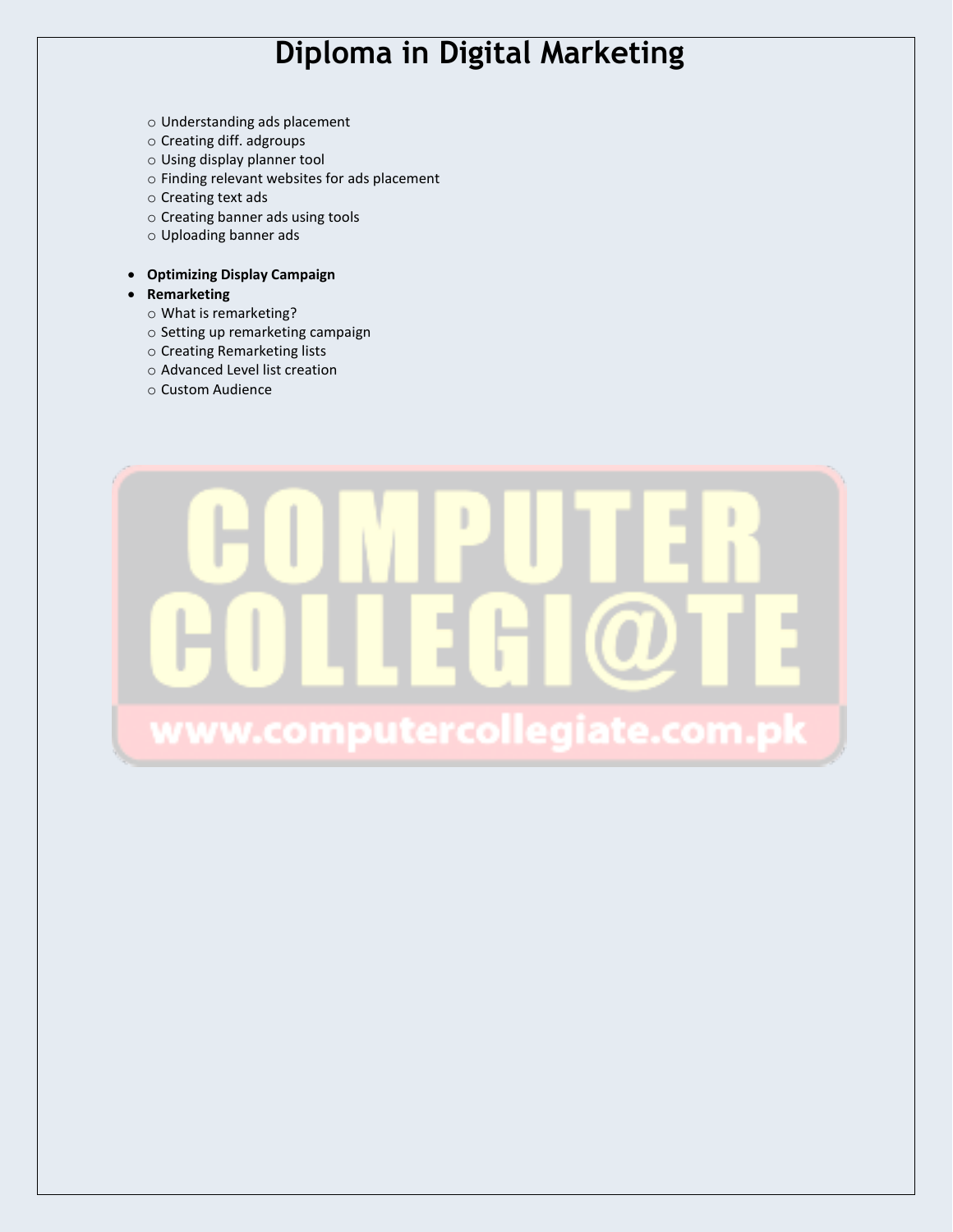# Diploma in Digital Marketing

- Understanding ads placement
- Creating diff. adgroups
- Using display planner tool
- Finding relevant websites for ads placement
- Creating text ads
- Creating banner ads using tools
- Uploading banner ads

- **Optimizing Display Campaign**
- **Remarketing**
  - What is remarketing?
  - Setting up remarketing campaign
  - Creating Remarketing lists
  - Advanced Level list creation
  - Custom Audience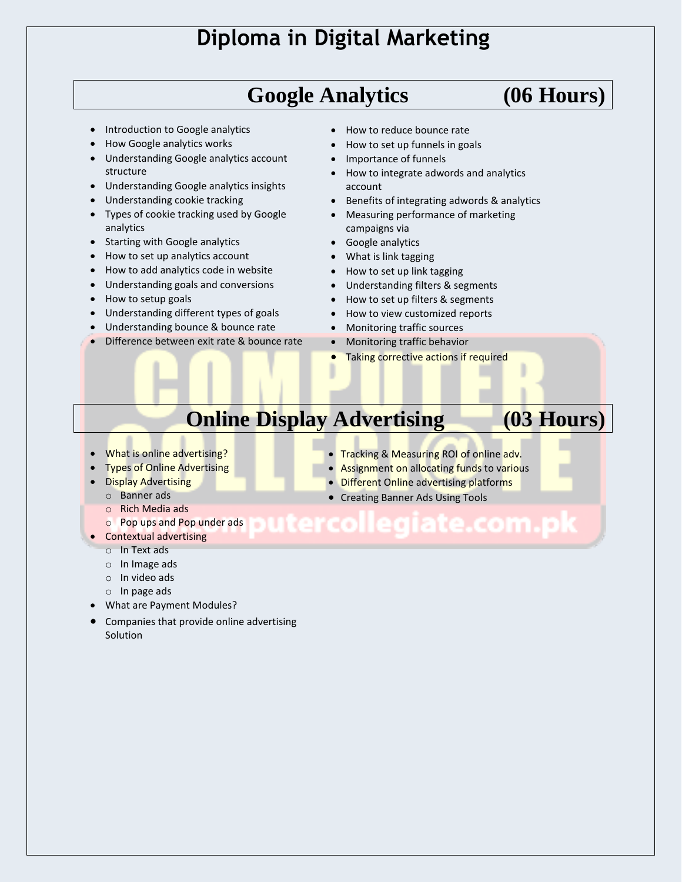# Diploma in Digital Marketing

## Google Analytics (06 Hours)

- Introduction to Google analytics
- How Google analytics works
- Understanding Google analytics account structure
- Understanding Google analytics insights
- Understanding cookie tracking
- Types of cookie tracking used by Google analytics
- Starting with Google analytics
- How to set up analytics account
- How to add analytics code in website
- Understanding goals and conversions
- How to setup goals
- Understanding different types of goals
- Understanding bounce & bounce rate
- Difference between exit rate & bounce rate
- How to reduce bounce rate
- How to set up funnels in goals
- Importance of funnels
- How to integrate adwords and analytics account
- Benefits of integrating adwords & analytics
- Measuring performance of marketing campaigns via
- Google analytics
- What is link tagging
- How to set up link tagging
- Understanding filters & segments
- How to set up filters & segments
- How to view customized reports
- Monitoring traffic sources
- Monitoring traffic behavior
- Taking corrective actions if required

## Online Display Advertising (03 Hours)

- What is online advertising?
- Types of Online Advertising
- Display Advertising
  - Banner ads
  - Rich Media ads
  - Pop ups and Pop under ads
- Contextual advertising
  - In Text ads
  - In Image ads
  - In video ads
  - In page ads
- What are Payment Modules?
- Companies that provide online advertising Solution
- Tracking & Measuring ROI of online adv.
- Assignment on allocating funds to various
- Different Online advertising platforms
- Creating Banner Ads Using Tools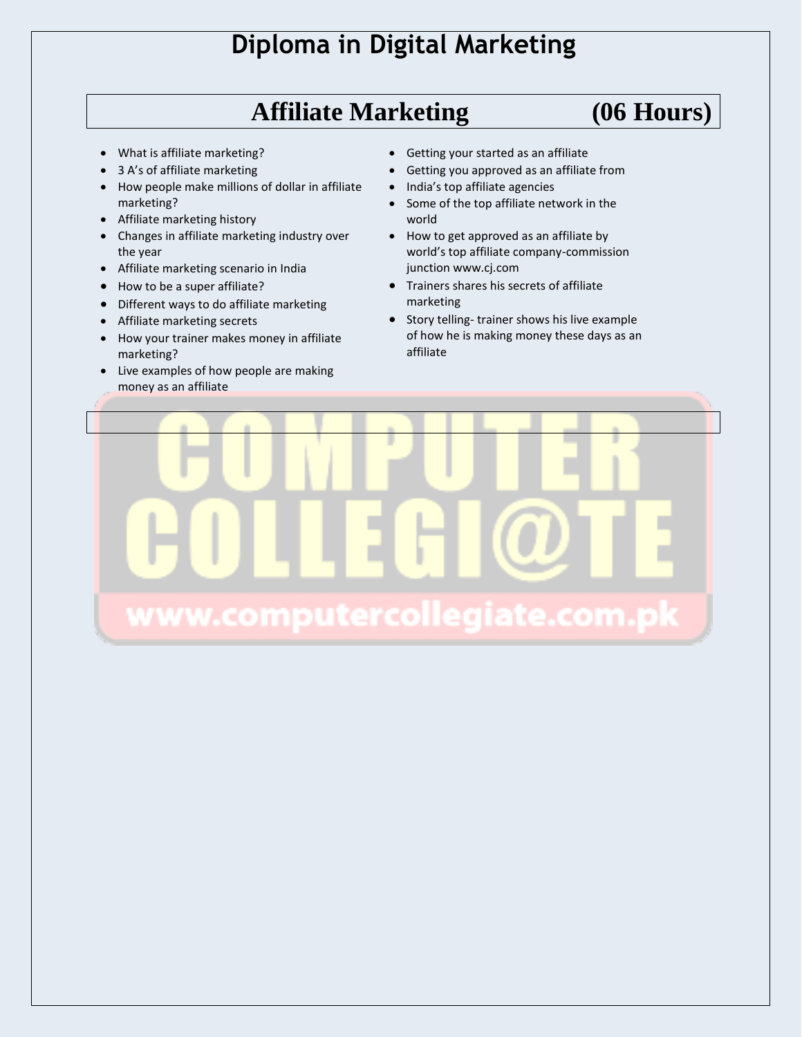# Diploma in Digital Marketing

## Affiliate Marketing (06 Hours)

- What is affiliate marketing?
- 3 A's of affiliate marketing
- How people make millions of dollar in affiliate marketing?
- Affiliate marketing history
- Changes in affiliate marketing industry over the year
- Affiliate marketing scenario in India
- How to be a super affiliate?
- Different ways to do affiliate marketing
- Affiliate marketing secrets
- How your trainer makes money in affiliate marketing?
- Live examples of how people are making money as an affiliate
- Getting your started as an affiliate
- Getting you approved as an affiliate from
- India's top affiliate agencies
- Some of the top affiliate network in the world
- How to get approved as an affiliate by world's top affiliate company-commission junction www.cj.com
- Trainers shares his secrets of affiliate marketing
- Story telling- trainer shows his live example of how he is making money these days as an affiliate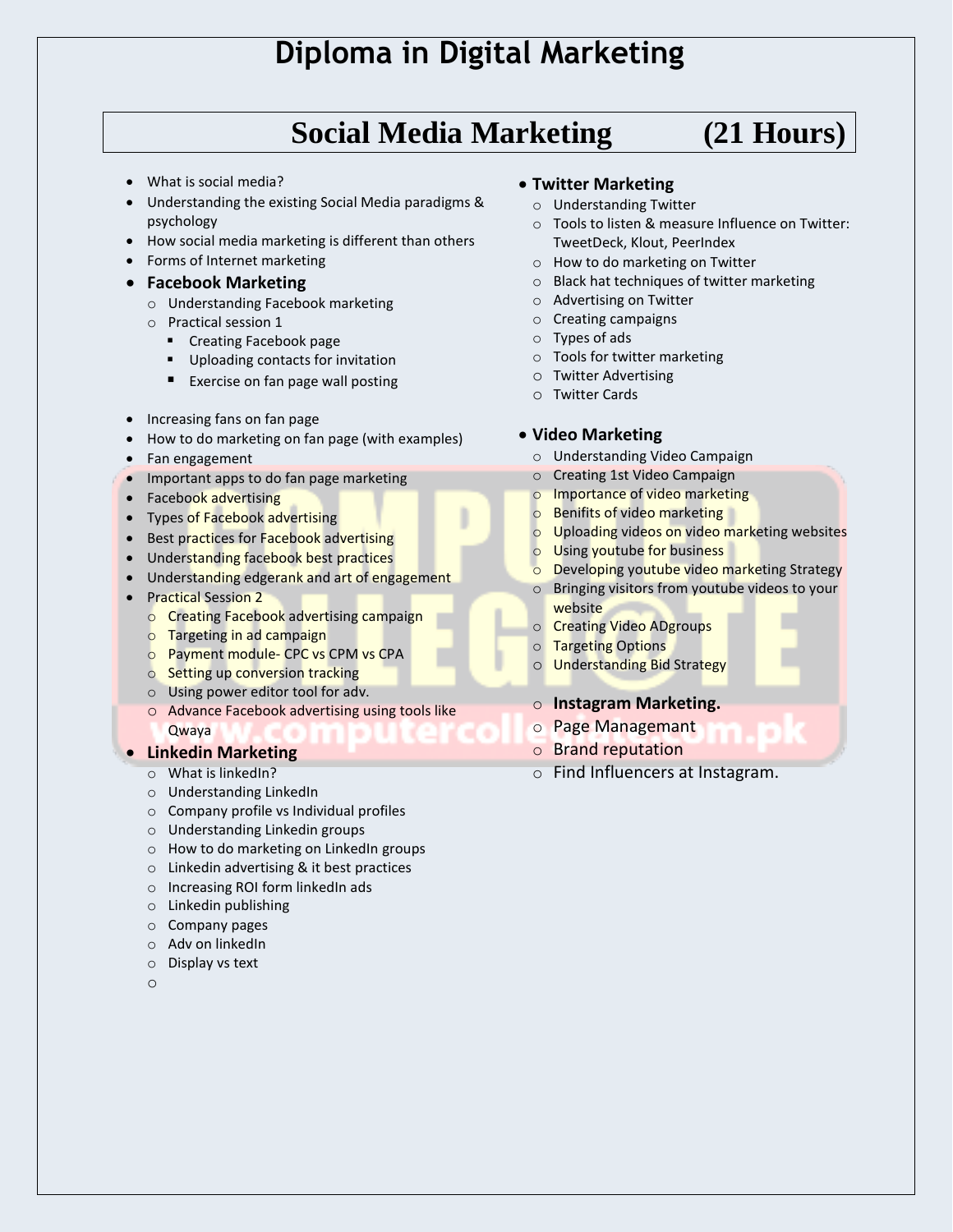# Diploma in Digital Marketing

## Social Media Marketing (21 Hours)

- What is social media?
- Understanding the existing Social Media paradigms & psychology
- How social media marketing is different than others
- Forms of Internet marketing
- **Facebook Marketing**
  - Understanding Facebook marketing
  - Practical session 1
    - Creating Facebook page
    - Uploading contacts for invitation
    - Exercise on fan page wall posting
- Increasing fans on fan page
- How to do marketing on fan page (with examples)
- Fan engagement
- Important apps to do fan page marketing
- Facebook advertising
- Types of Facebook advertising
- Best practices for Facebook advertising
- Understanding facebook best practices
- Understanding edgerank and art of engagement
- Practical Session 2
  - Creating Facebook advertising campaign
  - Targeting in ad campaign
  - Payment module- CPC vs CPM vs CPA
  - Setting up conversion tracking
  - Using power editor tool for adv.
  - Advance Facebook advertising using tools like Qwaya
- **Linkedin Marketing**
  - What is linkedIn?
  - Understanding LinkedIn
  - Company profile vs Individual profiles
  - Understanding Linkedin groups
  - How to do marketing on LinkedIn groups
  - Linkedin advertising & it best practices
  - Increasing ROI form linkedIn ads
  - Linkedin publishing
  - Company pages
  - Adv on linkedIn
  - Display vs text
- **Twitter Marketing**
  - Understanding Twitter
  - Tools to listen & measure Influence on Twitter: TweetDeck, Klout, PeerIndex
  - How to do marketing on Twitter
  - Black hat techniques of twitter marketing
  - Advertising on Twitter
  - Creating campaigns
  - Types of ads
  - Tools for twitter marketing
  - Twitter Advertising
  - Twitter Cards
- **Video Marketing**
  - Understanding Video Campaign
  - Creating 1st Video Campaign
  - Importance of video marketing
  - Benifits of video marketing
  - Uploading videos on video marketing websites
  - Using youtube for business
  - Developing youtube video marketing Strategy
  - Bringing visitors from youtube videos to your website
  - Creating Video ADgroups
  - Targeting Options
  - Understanding Bid Strategy
  - **Instagram Marketing.**
  - Page Managemant
  - Brand reputation
  - Find Influencers at Instagram.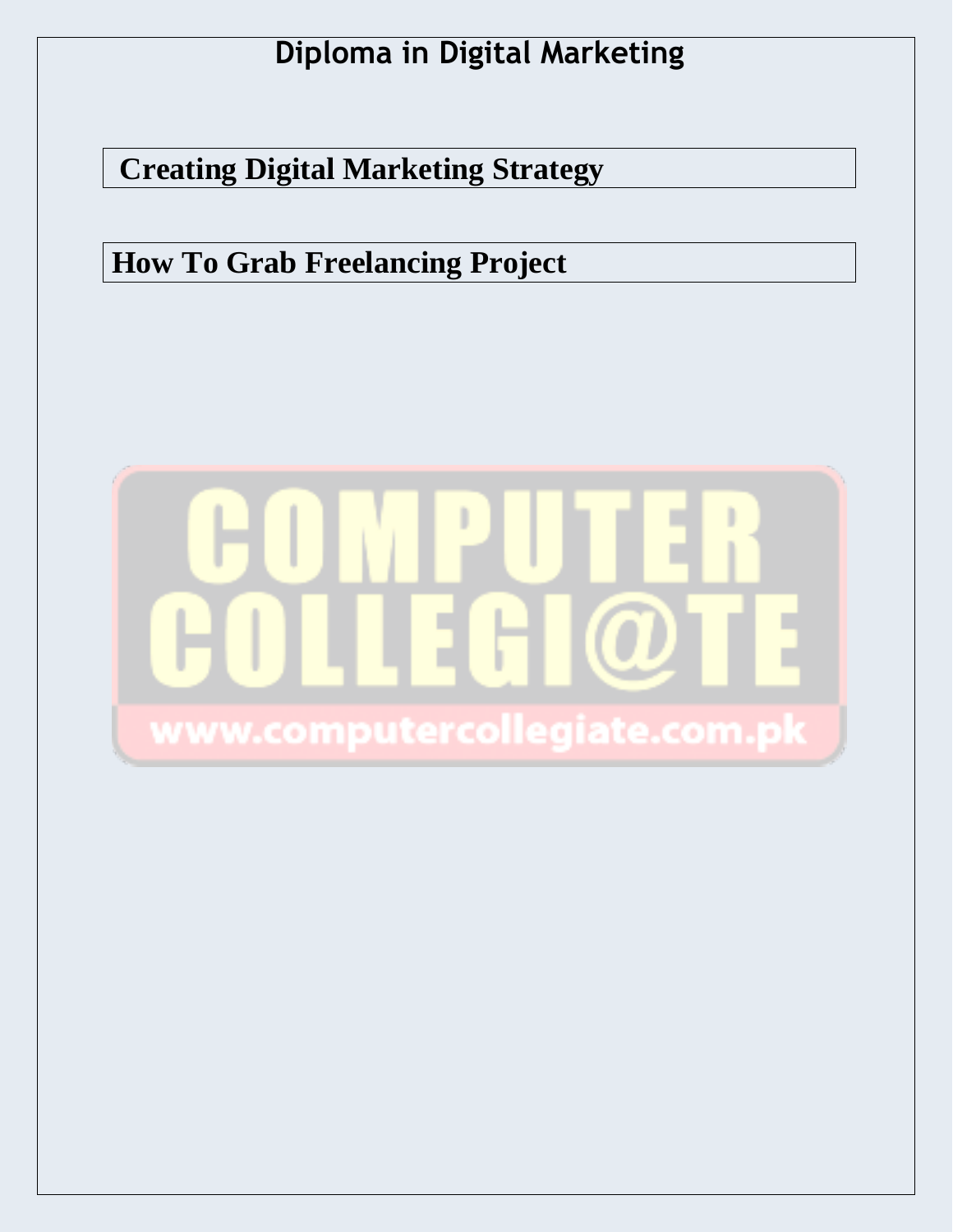# Diploma in Digital Marketing

## Creating Digital Marketing Strategy

## How To Grab Freelancing Project

COMPUTER COLLEGI@TE

www.computercollegiate.com.pk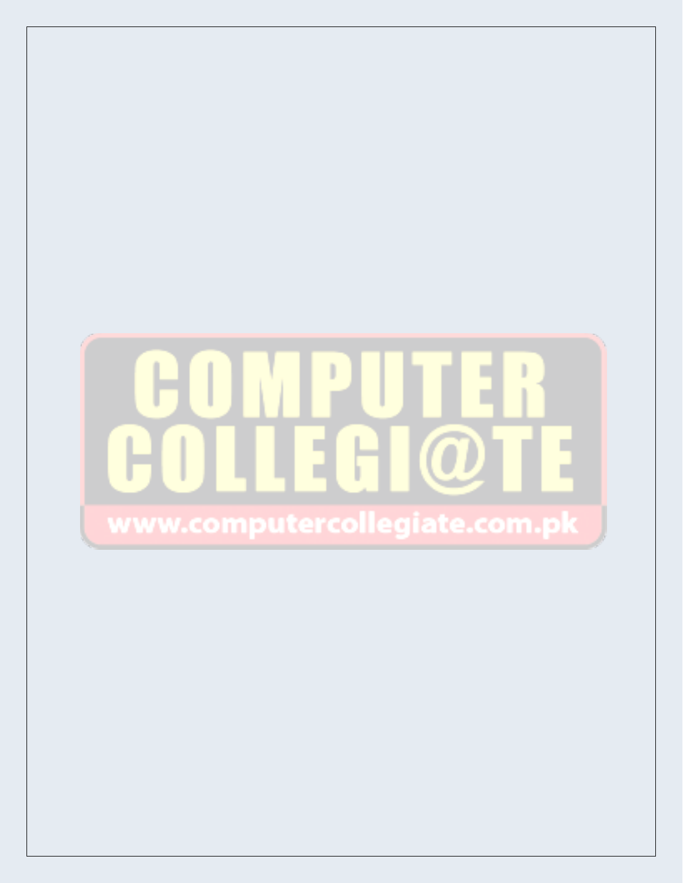COMPUTER
COLLEGI@TE

www.computercollegiate.com.pk